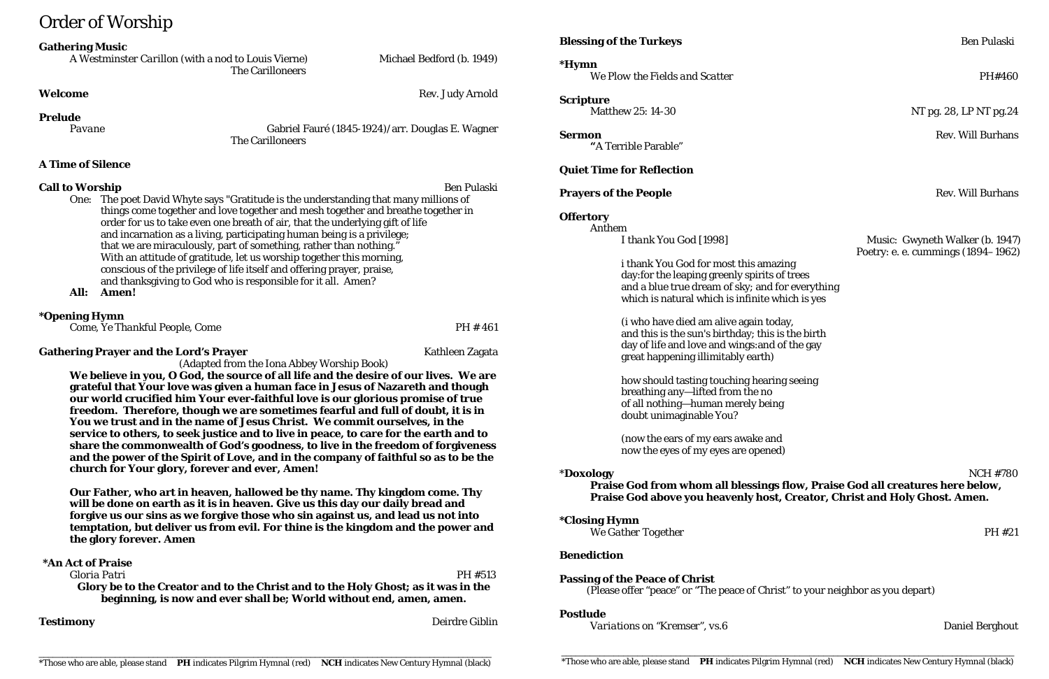# Order of Worship

**Gathering Music**

*A Westminster Carillon (with a nod to Louis Vierne)* — Michael Bedford (b. 1949)
The Carilloneers

**Welcome** — Rev. Judy Arnold

**Prelude**

*Pavane* — Gabriel Fauré (1845-1924)/arr. Douglas E. Wagner
The Carilloneers

**A Time of Silence**

**Call to Worship** — Ben Pulaski

One: The poet David Whyte says "Gratitude is the understanding that many millions of things come together and love together and mesh together and breathe together in order for us to take even one breath of air, that the underlying gift of life and incarnation as a living, participating human being is a privilege; that we are miraculously, part of something, rather than nothing." With an attitude of gratitude, let us worship together this morning, conscious of the privilege of life itself and offering prayer, praise, and thanksgiving to God who is responsible for it all. Amen?

**All: Amen!**

**\*Opening Hymn**

*Come, Ye Thankful People, Come* — PH # 461

**Gathering Prayer and the Lord's Prayer** — Kathleen Zagata
(Adapted from the Iona Abbey Worship Book)

**We believe in you, O God, the source of all life and the desire of our lives. We are grateful that Your love was given a human face in Jesus of Nazareth and though our world crucified him Your ever-faithful love is our glorious promise of true freedom. Therefore, though we are sometimes fearful and full of doubt, it is in You we trust and in the name of Jesus Christ. We commit ourselves, in the service to others, to seek justice and to live in peace, to care for the earth and to share the commonwealth of God's goodness, to live in the freedom of forgiveness and the power of the Spirit of Love, and in the company of faithful so as to be the church for Your glory, forever and ever, Amen!**

**Our Father, who art in heaven, hallowed be thy name. Thy kingdom come. Thy will be done on earth as it is in heaven. Give us this day our daily bread and forgive us our sins as we forgive those who sin against us, and lead us not into temptation, but deliver us from evil. For thine is the kingdom and the power and the glory forever. Amen**

**\*An Act of Praise**

*Gloria Patri* — PH #513

**Glory be to the Creator and to the Christ and to the Holy Ghost; as it was in the beginning, is now and ever shall be; World without end, amen, amen.**

**Testimony** — Deirdre Giblin

**Blessing of the Turkeys** — Ben Pulaski

**\*Hymn**

*We Plow the Fields and Scatter* — PH#460

**Scripture**

Matthew 25: 14-30 — NT pg. 28, LP NT pg.24

**Sermon** — Rev. Will Burhans

"A Terrible Parable"

**Quiet Time for Reflection**

**Prayers of the People** — Rev. Will Burhans

**Offertory**

Anthem

*I thank You God [1998]* — Music: Gwyneth Walker (b. 1947)
Poetry: e. e. cummings (1894– 1962)

i thank You God for most this amazing
day:for the leaping greenly spirits of trees
and a blue true dream of sky; and for everything
which is natural which is infinite which is yes

(i who have died am alive again today,
and this is the sun's birthday; this is the birth
day of life and love and wings:and of the gay
great happening illimitably earth)

how should tasting touching hearing seeing
breathing any—lifted from the no
of all nothing—human merely being
doubt unimaginable You?

(now the ears of my ears awake and
now the eyes of my eyes are opened)

**\*Doxology** — NCH #780

**Praise God from whom all blessings flow, Praise God all creatures here below, Praise God above you heavenly host, Creator, Christ and Holy Ghost. Amen.**

**\*Closing Hymn**

*We Gather Together* — PH #21

**Benediction**

**Passing of the Peace of Christ**

(Please offer "peace" or "The peace of Christ" to your neighbor as you depart)

**Postlude**

*Variations on "Kremser", vs.6* — Daniel Berghout

\*Those who are able, please stand **PH** indicates Pilgrim Hymnal (red) **NCH** indicates New Century Hymnal (black)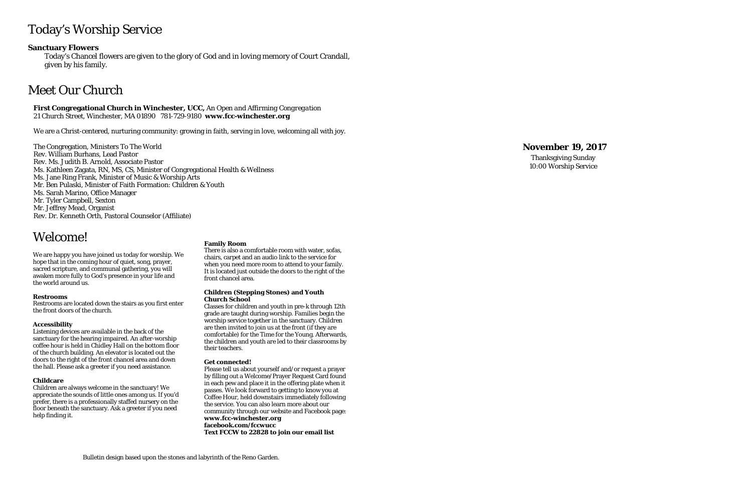# Today's Worship Service

**Sanctuary Flowers**
Today's Chancel flowers are given to the glory of God and in loving memory of Court Crandall, given by his family.

# Meet Our Church

**First Congregational Church in Winchester, UCC,** *An Open and Affirming Congregation*
21 Church Street, Winchester, MA 01890 781-729-9180 **www.fcc-winchester.org**

We are a Christ-centered, nurturing community: growing in faith, serving in love, welcoming all with joy.

The Congregation, Ministers To The World
Rev. William Burhans, Lead Pastor
Rev. Ms. Judith B. Arnold, Associate Pastor
Ms. Kathleen Zagata, RN, MS, CS, Minister of Congregational Health & Wellness
Ms. Jane Ring Frank, Minister of Music & Worship Arts
Mr. Ben Pulaski, Minister of Faith Formation: Children & Youth
Ms. Sarah Marino, Office Manager
Mr. Tyler Campbell, Sexton
Mr. Jeffrey Mead, Organist
Rev. Dr. Kenneth Orth, Pastoral Counselor (Affiliate)

# Welcome!

We are happy you have joined us today for worship. We hope that in the coming hour of quiet, song, prayer, sacred scripture, and communal gathering, you will awaken more fully to God's presence in your life and the world around us.

**Restrooms**
Restrooms are located down the stairs as you first enter the front doors of the church.

**Accessibility**
Listening devices are available in the back of the sanctuary for the hearing impaired. An after-worship coffee hour is held in Chidley Hall on the bottom floor of the church building. An elevator is located out the doors to the right of the front chancel area and down the hall. Please ask a greeter if you need assistance.

**Childcare**
Children are always welcome in the sanctuary! We appreciate the sounds of little ones among us. If you'd prefer, there is a professionally staffed nursery on the floor beneath the sanctuary. Ask a greeter if you need help finding it.

**Family Room**
There is also a comfortable room with water, sofas, chairs, carpet and an audio link to the service for when you need more room to attend to your family. It is located just outside the doors to the right of the front chancel area.

**Children (Stepping Stones) and Youth Church School**
Classes for children and youth in pre-k through 12th grade are taught during worship. Families begin the worship service together in the sanctuary. Children are then invited to join us at the front (if they are comfortable) for the Time for the Young. Afterwards, the children and youth are led to their classrooms by their teachers.

**Get connected!**
Please tell us about yourself and/or request a prayer by filling out a Welcome/Prayer Request Card found in each pew and place it in the offering plate when it passes. We look forward to getting to know you at Coffee Hour, held downstairs immediately following the service. You can also learn more about our community through our website and Facebook page:
**www.fcc-winchester.org**
**facebook.com/fccwucc**
**Text FCCW to 22828 to join our email list**

Bulletin design based upon the stones and labyrinth of the Reno Garden.

**November 19, 2017**
Thanksgiving Sunday
10:00 Worship Service